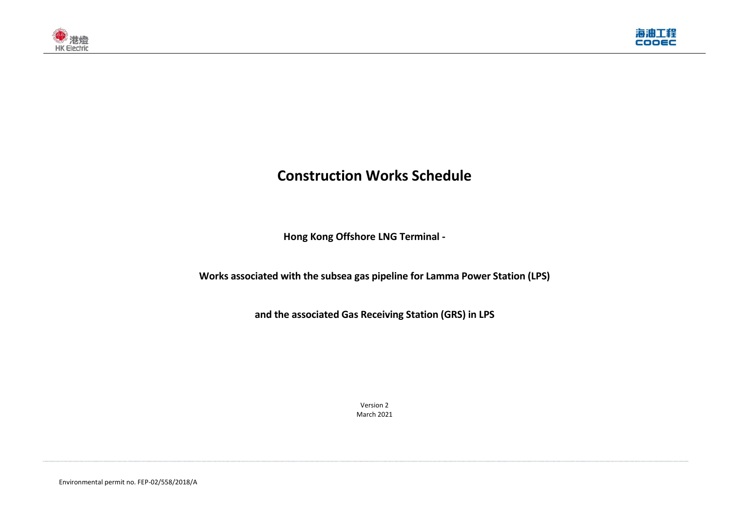# Construction Works Schedule

**Hong Kong Offshore LNG Terminal -**

**Works associated with the subsea gas pipeline for Lamma Power Station (LPS)**

**and the associated Gas Receiving Station (GRS) in LPS**

Version 2
March 2021

Environmental permit no. FEP-02/558/2018/A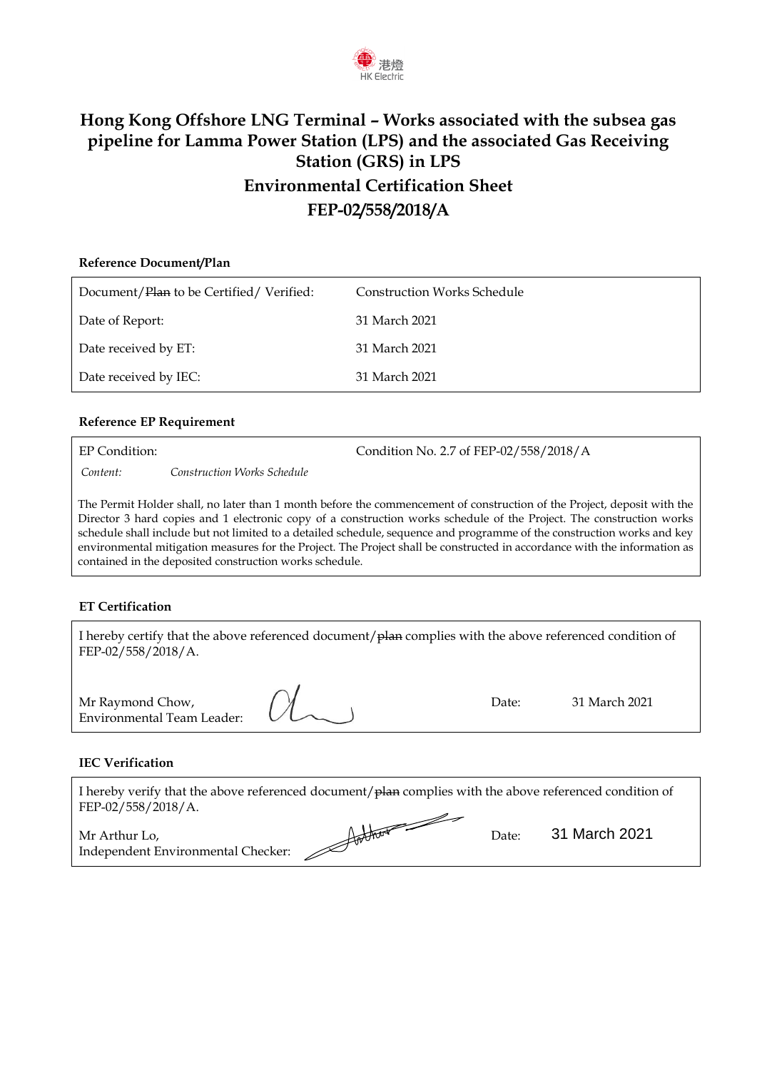# Hong Kong Offshore LNG Terminal – Works associated with the subsea gas pipeline for Lamma Power Station (LPS) and the associated Gas Receiving Station (GRS) in LPS

## Environmental Certification Sheet

## FEP-02/558/2018/A

**Reference Document/Plan**

| | |
|---|---|
| Document/~~Plan~~ to be Certified/ Verified: | Construction Works Schedule |
| Date of Report: | 31 March 2021 |
| Date received by ET: | 31 March 2021 |
| Date received by IEC: | 31 March 2021 |

**Reference EP Requirement**

EP Condition: Condition No. 2.7 of FEP-02/558/2018/A

*Content:* *Construction Works Schedule*

The Permit Holder shall, no later than 1 month before the commencement of construction of the Project, deposit with the Director 3 hard copies and 1 electronic copy of a construction works schedule of the Project. The construction works schedule shall include but not limited to a detailed schedule, sequence and programme of the construction works and key environmental mitigation measures for the Project. The Project shall be constructed in accordance with the information as contained in the deposited construction works schedule.

**ET Certification**

I hereby certify that the above referenced document/~~plan~~ complies with the above referenced condition of FEP-02/558/2018/A.

Mr Raymond Chow,
Environmental Team Leader: Date: 31 March 2021

**IEC Verification**

I hereby verify that the above referenced document/~~plan~~ complies with the above referenced condition of FEP-02/558/2018/A.

Mr Arthur Lo,
Independent Environmental Checker: Date: 31 March 2021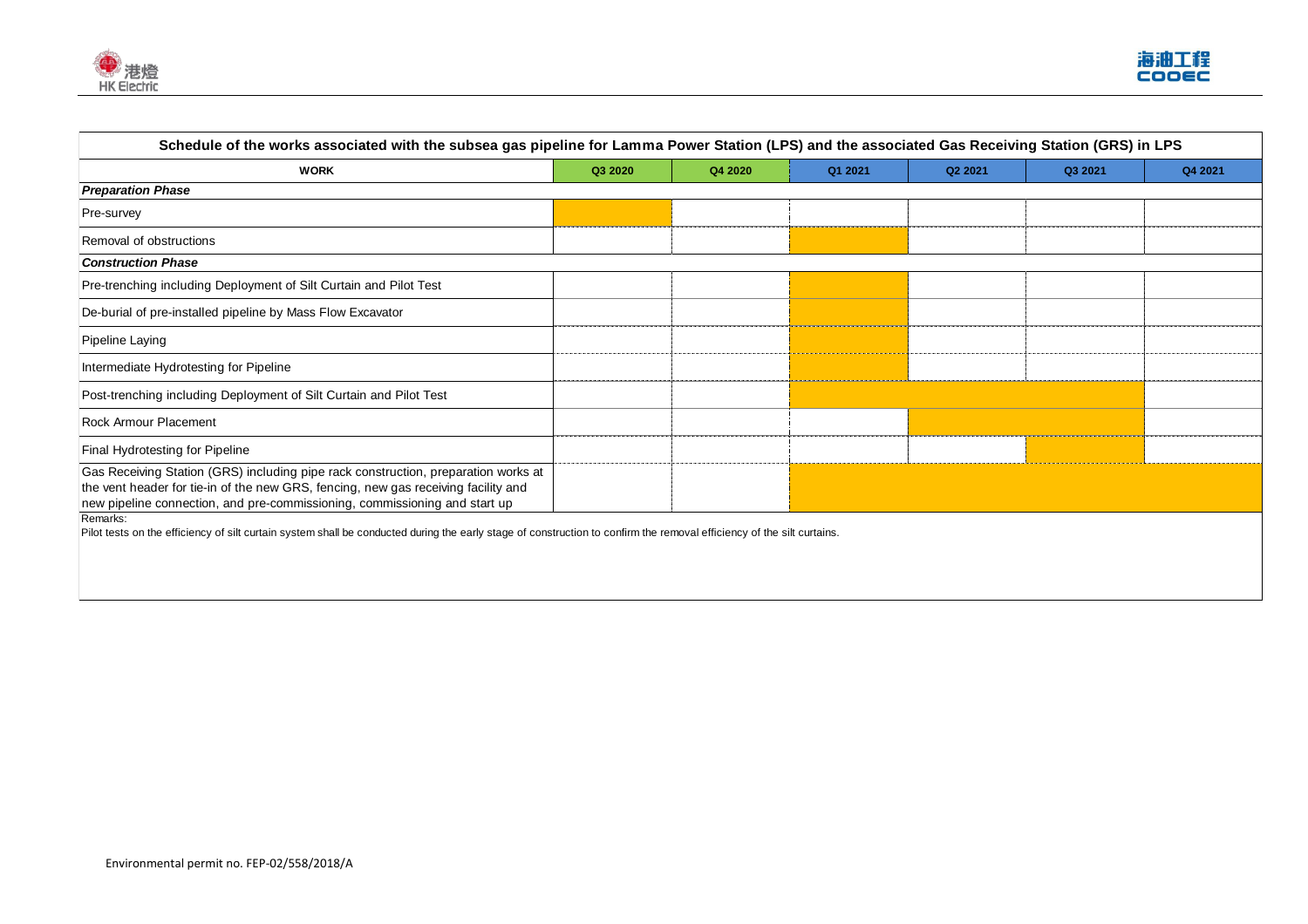**Schedule of the works associated with the subsea gas pipeline for Lamma Power Station (LPS) and the associated Gas Receiving Station (GRS) in LPS**

| WORK | Q3 2020 | Q4 2020 | Q1 2021 | Q2 2021 | Q3 2021 | Q4 2021 |
|---|---|---|---|---|---|---|
| ***Preparation Phase*** | | | | | | |
| Pre-survey | ■ | | | | | |
| Removal of obstructions | | | ■ | | | |
| ***Construction Phase*** | | | | | | |
| Pre-trenching including Deployment of Silt Curtain and Pilot Test | | | ■ | | | |
| De-burial of pre-installed pipeline by Mass Flow Excavator | | | ■ | | | |
| Pipeline Laying | | | ■ | | | |
| Intermediate Hydrotesting for Pipeline | | | ■ | | | |
| Post-trenching including Deployment of Silt Curtain and Pilot Test | | | ■ | ■ | ■ | |
| Rock Armour Placement | | | | ■ | ■ | |
| Final Hydrotesting for Pipeline | | | | | ■ | |
| Gas Receiving Station (GRS) including pipe rack construction, preparation works at the vent header for tie-in of the new GRS, fencing, new gas receiving facility and new pipeline connection, and pre-commissioning, commissioning and start up | | | ■ | ■ | ■ | ■ |

Remarks:

Pilot tests on the efficiency of silt curtain system shall be conducted during the early stage of construction to confirm the removal efficiency of the silt curtains.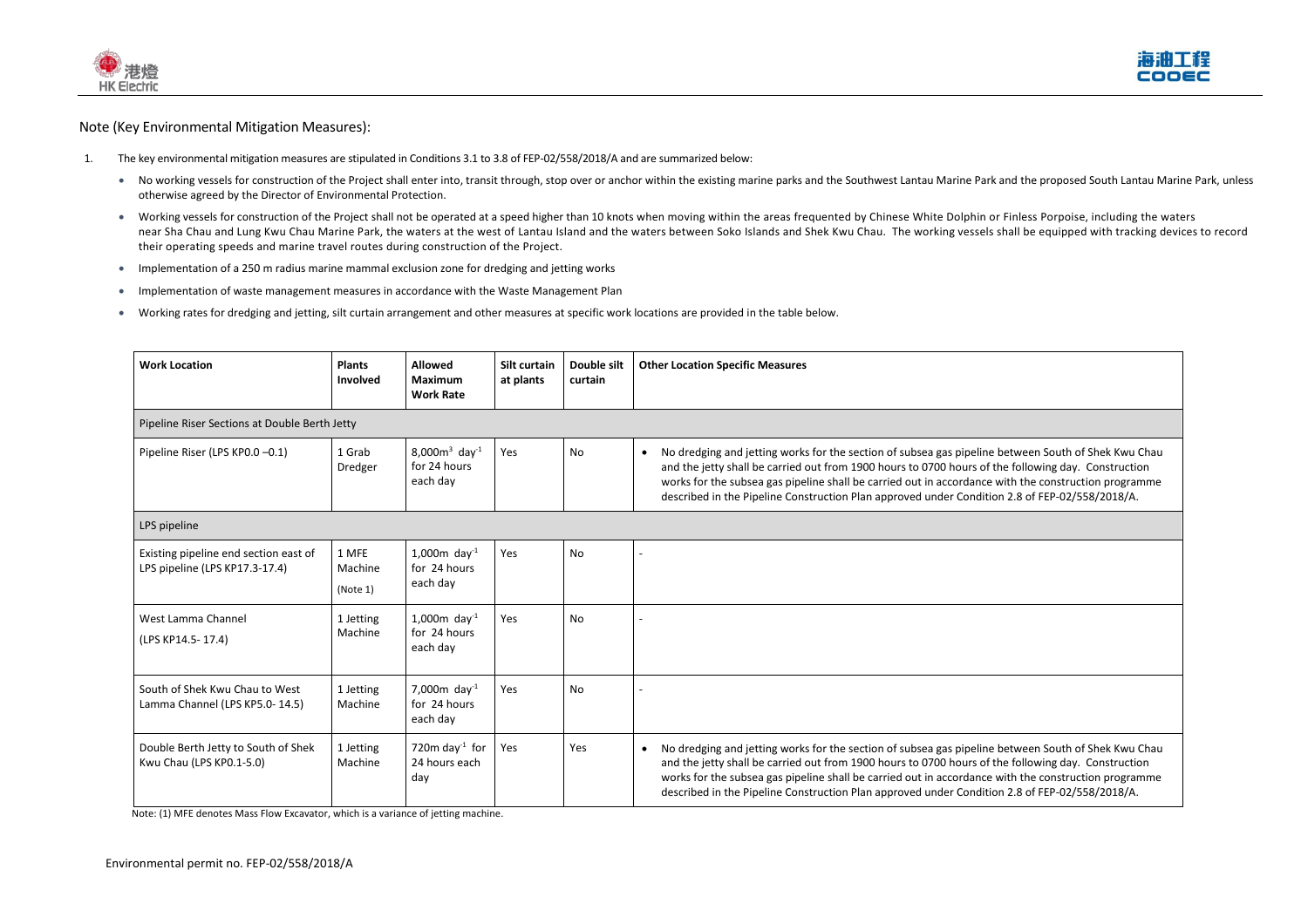Note (Key Environmental Mitigation Measures):

1. The key environmental mitigation measures are stipulated in Conditions 3.1 to 3.8 of FEP-02/558/2018/A and are summarized below:

   - No working vessels for construction of the Project shall enter into, transit through, stop over or anchor within the existing marine parks and the Southwest Lantau Marine Park and the proposed South Lantau Marine Park, unless otherwise agreed by the Director of Environmental Protection.
   - Working vessels for construction of the Project shall not be operated at a speed higher than 10 knots when moving within the areas frequented by Chinese White Dolphin or Finless Porpoise, including the waters near Sha Chau and Lung Kwu Chau Marine Park, the waters at the west of Lantau Island and the waters between Soko Islands and Shek Kwu Chau. The working vessels shall be equipped with tracking devices to record their operating speeds and marine travel routes during construction of the Project.
   - Implementation of a 250 m radius marine mammal exclusion zone for dredging and jetting works
   - Implementation of waste management measures in accordance with the Waste Management Plan
   - Working rates for dredging and jetting, silt curtain arrangement and other measures at specific work locations are provided in the table below.

| Work Location | Plants Involved | Allowed Maximum Work Rate | Silt curtain at plants | Double silt curtain | Other Location Specific Measures |
|---|---|---|---|---|---|
| Pipeline Riser Sections at Double Berth Jetty | | | | | |
| Pipeline Riser (LPS KP0.0 –0.1) | 1 Grab Dredger | 8,000m$^{3}$ day$^{-1}$ for 24 hours each day | Yes | No | • No dredging and jetting works for the section of subsea gas pipeline between South of Shek Kwu Chau and the jetty shall be carried out from 1900 hours to 0700 hours of the following day. Construction works for the subsea gas pipeline shall be carried out in accordance with the construction programme described in the Pipeline Construction Plan approved under Condition 2.8 of FEP-02/558/2018/A. |
| LPS pipeline | | | | | |
| Existing pipeline end section east of LPS pipeline (LPS KP17.3-17.4) | 1 MFE Machine (Note 1) | 1,000m day$^{-1}$ for 24 hours each day | Yes | No | - |
| West Lamma Channel (LPS KP14.5- 17.4) | 1 Jetting Machine | 1,000m day$^{-1}$ for 24 hours each day | Yes | No | - |
| South of Shek Kwu Chau to West Lamma Channel (LPS KP5.0- 14.5) | 1 Jetting Machine | 7,000m day$^{-1}$ for 24 hours each day | Yes | No | - |
| Double Berth Jetty to South of Shek Kwu Chau (LPS KP0.1-5.0) | 1 Jetting Machine | 720m day$^{-1}$ for 24 hours each day | Yes | Yes | • No dredging and jetting works for the section of subsea gas pipeline between South of Shek Kwu Chau and the jetty shall be carried out from 1900 hours to 0700 hours of the following day. Construction works for the subsea gas pipeline shall be carried out in accordance with the construction programme described in the Pipeline Construction Plan approved under Condition 2.8 of FEP-02/558/2018/A. |

Note: (1) MFE denotes Mass Flow Excavator, which is a variance of jetting machine.